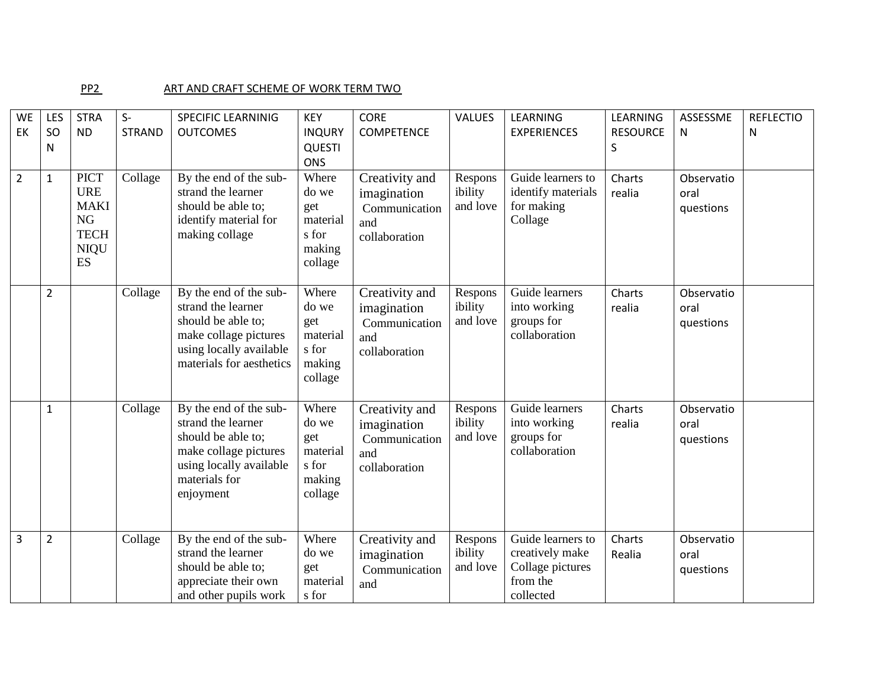PP2 ART AND CRAFT SCHEME OF WORK TERM TWO

| WEEK | LESSON | STRAND | S-STRAND | SPECIFIC LEARNINIG OUTCOMES | KEY INQURY QUESTIONS | CORE COMPETENCE | VALUES | LEARNING EXPERIENCES | LEARNING RESOURCES | ASSESSMEN | REFLECTION |
|---|---|---|---|---|---|---|---|---|---|---|---|
| 2 | 1 | PICTURE MAKING TECHNIQUES | Collage | By the end of the sub-strand the learner should be able to; identify material for making collage | Where do we get materials for making collage | Creativity and imagination Communication and collaboration | Responsibility and love | Guide learners to identify materials for making Collage | Charts realia | Observatio oral questions | |
| | 2 | | Collage | By the end of the sub-strand the learner should be able to; make collage pictures using locally available materials for aesthetics | Where do we get materials for making collage | Creativity and imagination Communication and collaboration | Responsibility and love | Guide learners into working groups for collaboration | Charts realia | Observatio oral questions | |
| | 1 | | Collage | By the end of the sub-strand the learner should be able to; make collage pictures using locally available materials for enjoyment | Where do we get materials for making collage | Creativity and imagination Communication and collaboration | Responsibility and love | Guide learners into working groups for collaboration | Charts realia | Observatio oral questions | |
| 3 | 2 | | Collage | By the end of the sub-strand the learner should be able to; appreciate their own and other pupils work | Where do we get materials for | Creativity and imagination Communication and | Responsibility and love | Guide learners to creatively make Collage pictures from the collected | Charts Realia | Observatio oral questions | |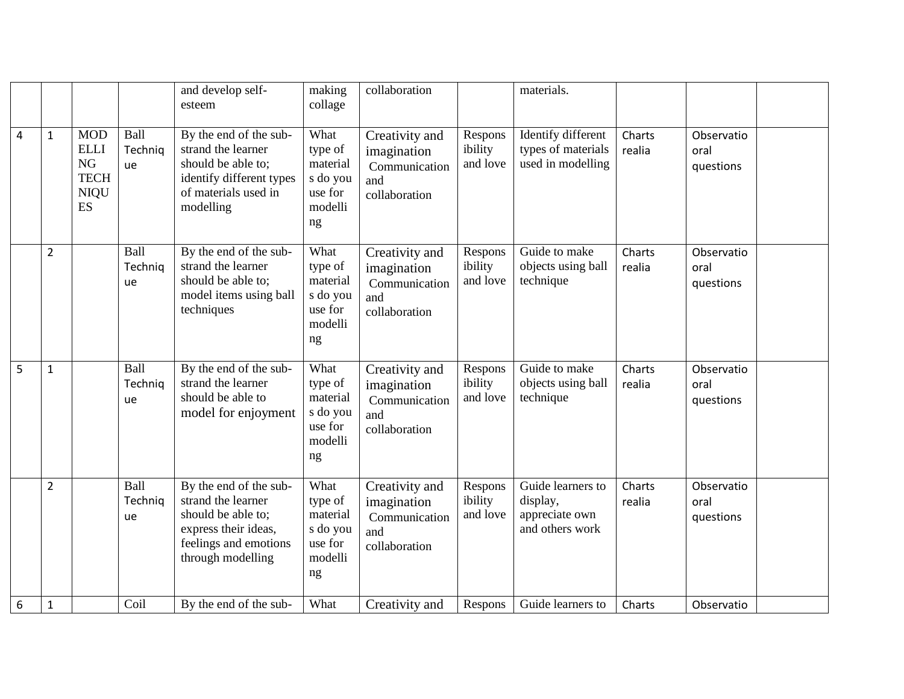| | | | | | | | | | | | |
|---|---|---|---|---|---|---|---|---|---|---|---|
| | | | | and develop self-esteem | making collage | collaboration | | materials. | | | |
| 4 | 1 | MODELLING TECHNIQUES | Ball Technique | By the end of the sub-strand the learner should be able to; identify different types of materials used in modelling | What type of materials do you use for modelling | Creativity and imagination Communication and collaboration | Responsibility and love | Identify different types of materials used in modelling | Charts realia | Observatio oral questions | |
| | 2 | | Ball Technique | By the end of the sub-strand the learner should be able to; model items using ball techniques | What type of materials do you use for modelling | Creativity and imagination Communication and collaboration | Responsibility and love | Guide to make objects using ball technique | Charts realia | Observatio oral questions | |
| 5 | 1 | | Ball Technique | By the end of the sub-strand the learner should be able to model for enjoyment | What type of materials do you use for modelling | Creativity and imagination Communication and collaboration | Responsibility and love | Guide to make objects using ball technique | Charts realia | Observatio oral questions | |
| | 2 | | Ball Technique | By the end of the sub-strand the learner should be able to; express their ideas, feelings and emotions through modelling | What type of materials do you use for modelling | Creativity and imagination Communication and collaboration | Responsibility and love | Guide learners to display, appreciate own and others work | Charts realia | Observatio oral questions | |
| 6 | 1 | | Coil | By the end of the sub- | What | Creativity and | Respons | Guide learners to | Charts | Observatio | |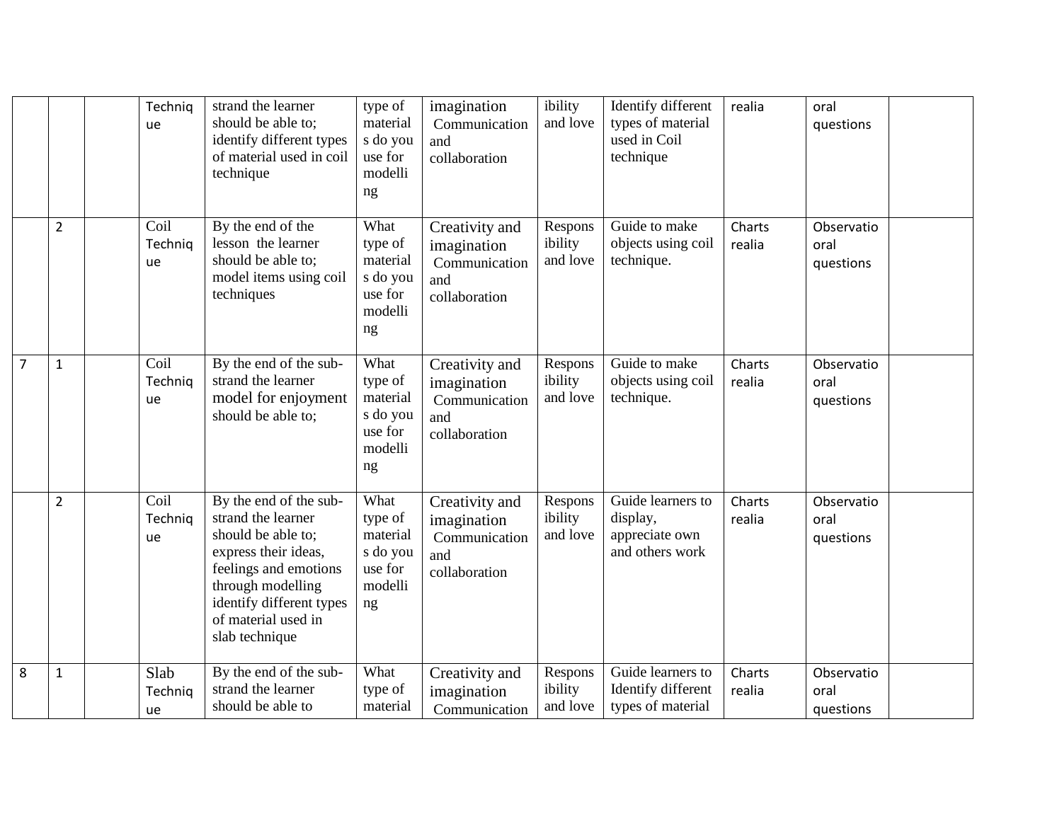|  |  |  |  |  |  |  |  |  |  |  |  |
|---|---|---|---|---|---|---|---|---|---|---|---|
|  |  |  | Technique | strand the learner should be able to; identify different types of material used in coil technique | type of materials do you use for modelling | imagination Communication and collaboration | ibility and love | Identify different types of material used in Coil technique | realia | oral questions |  |
|  | 2 |  | Coil Technique | By the end of the lesson the learner should be able to; model items using coil techniques | What type of materials do you use for modelling | Creativity and imagination Communication and collaboration | Responsibility and love | Guide to make objects using coil technique. | Charts realia | Observatio oral questions |  |
| 7 | 1 |  | Coil Technique | By the end of the sub-strand the learner model for enjoyment should be able to; | What type of materials do you use for modelling | Creativity and imagination Communication and collaboration | Responsibility and love | Guide to make objects using coil technique. | Charts realia | Observatio oral questions |  |
|  | 2 |  | Coil Technique | By the end of the sub-strand the learner should be able to; express their ideas, feelings and emotions through modelling identify different types of material used in slab technique | What type of materials do you use for modelling | Creativity and imagination Communication and collaboration | Responsibility and love | Guide learners to display, appreciate own and others work | Charts realia | Observatio oral questions |  |
| 8 | 1 |  | Slab Technique | By the end of the sub-strand the learner should be able to | What type of material | Creativity and imagination Communication | Responsibility and love | Guide learners to Identify different types of material | Charts realia | Observatio oral questions |  |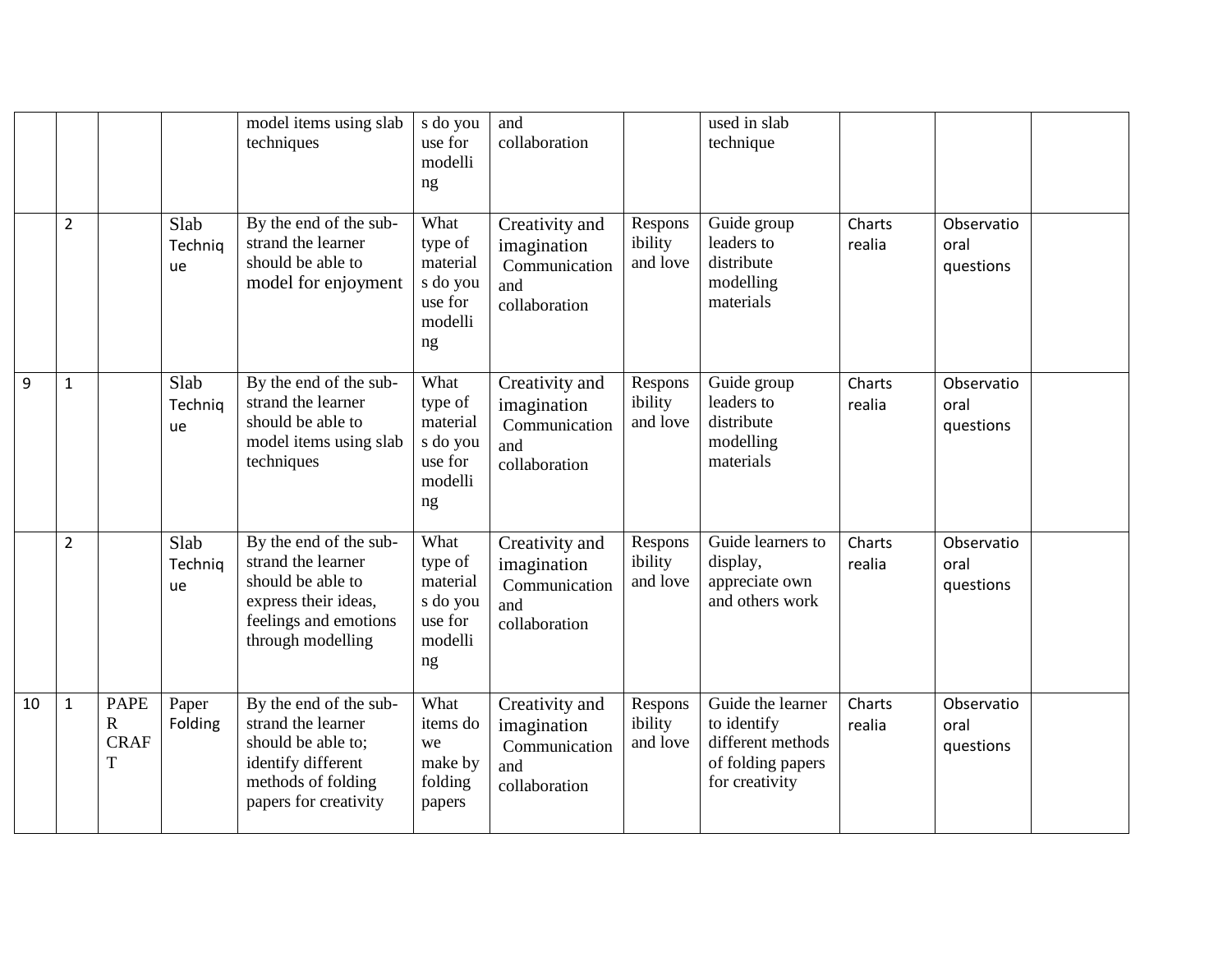| | | | | model items using slab techniques | s do you use for modelling | and collaboration | | used in slab technique | | | |
|---|---|---|---|---|---|---|---|---|---|---|---|
| | 2 | | Slab Technique | By the end of the sub-strand the learner should be able to model for enjoyment | What type of materials do you use for modelling | Creativity and imagination Communication and collaboration | Responsibility and love | Guide group leaders to distribute modelling materials | Charts realia | Observatio oral questions | |
| 9 | 1 | | Slab Technique | By the end of the sub-strand the learner should be able to model items using slab techniques | What type of materials do you use for modelling | Creativity and imagination Communication and collaboration | Responsibility and love | Guide group leaders to distribute modelling materials | Charts realia | Observatio oral questions | |
| | 2 | | Slab Technique | By the end of the sub-strand the learner should be able to express their ideas, feelings and emotions through modelling | What type of materials do you use for modelling | Creativity and imagination Communication and collaboration | Responsibility and love | Guide learners to display, appreciate own and others work | Charts realia | Observatio oral questions | |
| 10 | 1 | PAPER CRAFT | Paper Folding | By the end of the sub-strand the learner should be able to; identify different methods of folding papers for creativity | What items do we make by folding papers | Creativity and imagination Communication and collaboration | Responsibility and love | Guide the learner to identify different methods of folding papers for creativity | Charts realia | Observatio oral questions | |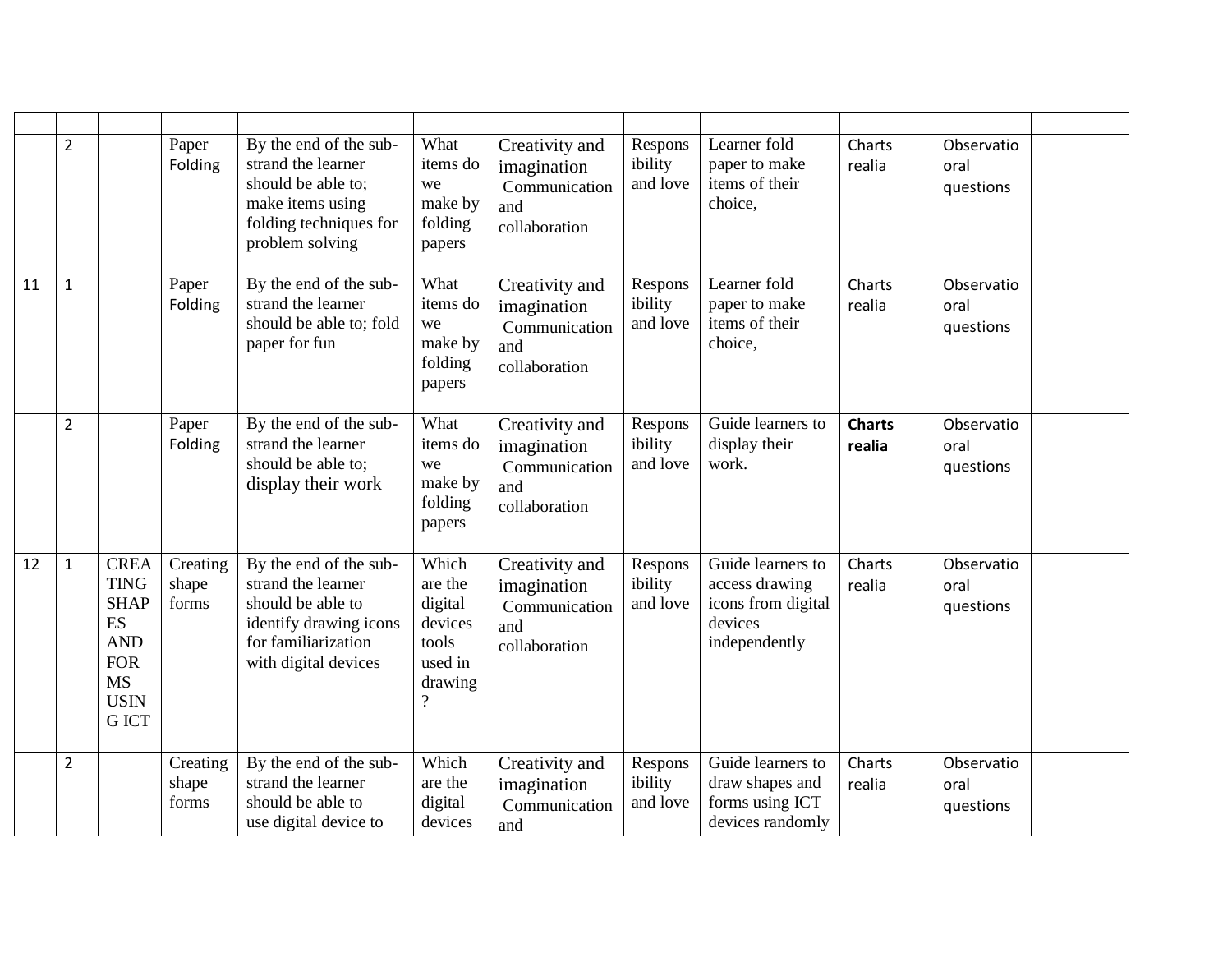| | | | | | | | | | | | |
|---|---|---|---|---|---|---|---|---|---|---|---|
| | 2 | | Paper Folding | By the end of the sub-strand the learner should be able to; make items using folding techniques for problem solving | What items do we make by folding papers | Creativity and imagination Communication and collaboration | Responsibility and love | Learner fold paper to make items of their choice, | Charts realia | Observatio oral questions | |
| 11 | 1 | | Paper Folding | By the end of the sub-strand the learner should be able to; fold paper for fun | What items do we make by folding papers | Creativity and imagination Communication and collaboration | Responsibility and love | Learner fold paper to make items of their choice, | Charts realia | Observatio oral questions | |
| | 2 | | Paper Folding | By the end of the sub-strand the learner should be able to; display their work | What items do we make by folding papers | Creativity and imagination Communication and collaboration | Responsibility and love | Guide learners to display their work. | **Charts realia** | Observatio oral questions | |
| 12 | 1 | CREATING SHAPES AND FORMS USING ICT | Creating shape forms | By the end of the sub-strand the learner should be able to identify drawing icons for familiarization with digital devices | Which are the digital devices tools used in drawing ? | Creativity and imagination Communication and collaboration | Responsibility and love | Guide learners to access drawing icons from digital devices independently | Charts realia | Observatio oral questions | |
| | 2 | | Creating shape forms | By the end of the sub-strand the learner should be able to use digital device to | Which are the digital devices | Creativity and imagination Communication and | Responsibility and love | Guide learners to draw shapes and forms using ICT devices randomly | Charts realia | Observatio oral questions | |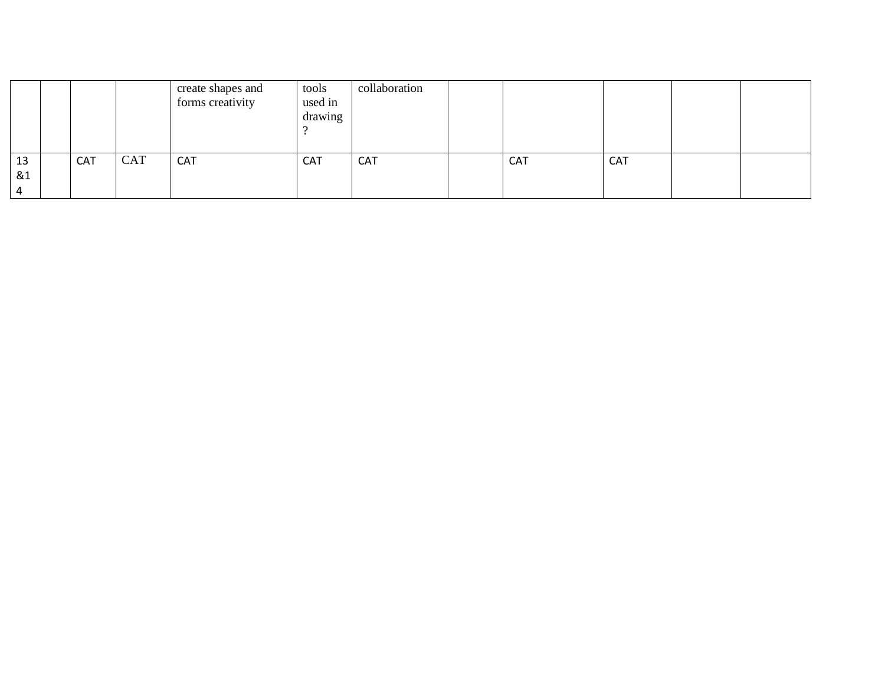| | | | | | | | | | | | |
|---|---|---|---|---|---|---|---|---|---|---|---|
| | | | | create shapes and forms creativity | tools used in drawing? | collaboration | | | | | |
| 13 &14 | | CAT | CAT | CAT | CAT | CAT | | CAT | CAT | | |